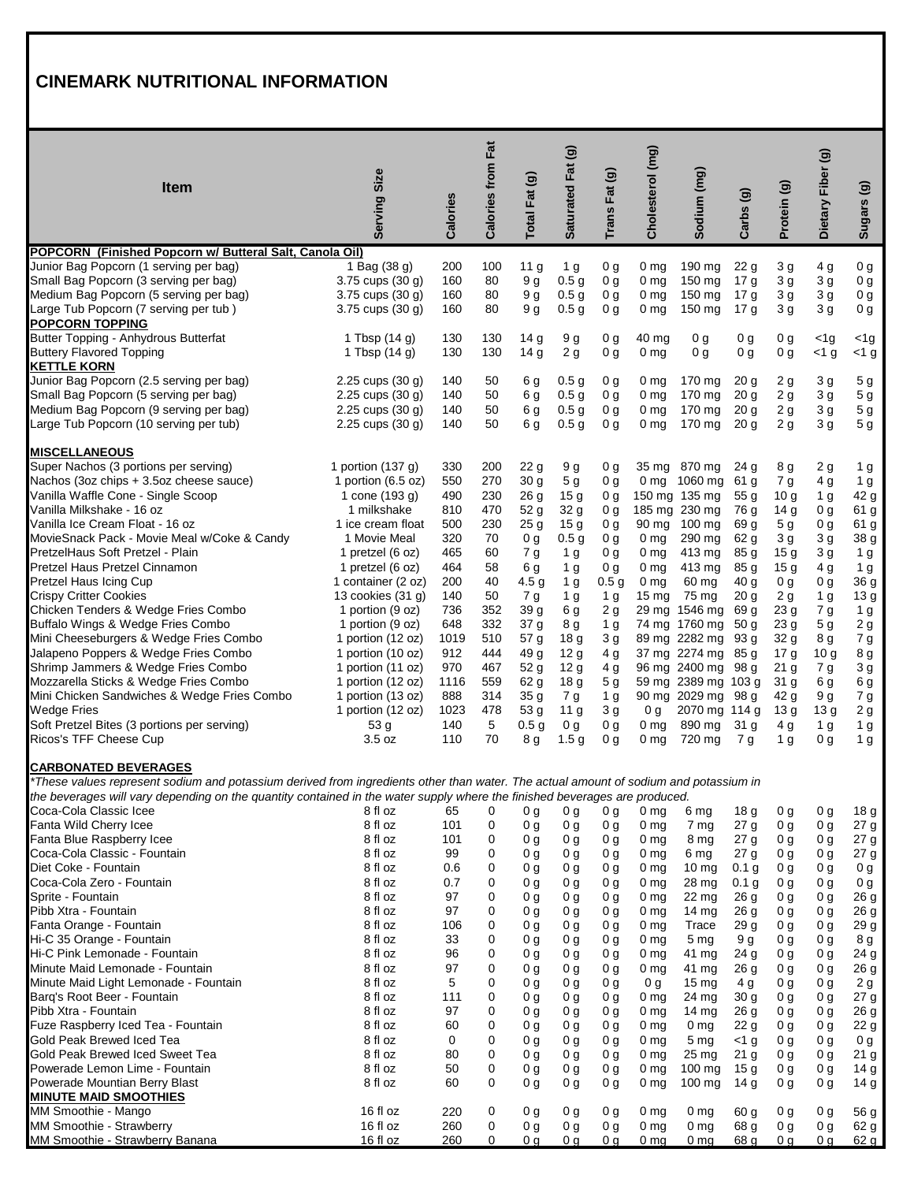# CINEMARK NUTRITIONAL INFORMATION

| Item | Serving Size | Calories | Calories from Fat | Total Fat (g) | Saturated Fat (g) | Trans Fat (g) | Cholesterol (mg) | Sodium (mg) | Carbs (g) | Protein (g) | Dietary Fiber (g) | Sugars (g) |
|---|---|---|---|---|---|---|---|---|---|---|---|---|
| **POPCORN (Finished Popcorn w/ Butteral Salt, Canola Oil)** | | | | | | | | | | | | |
| Junior Bag Popcorn (1 serving per bag) | 1 Bag (38 g) | 200 | 100 | 11 g | 1 g | 0 g | 0 mg | 190 mg | 22 g | 3 g | 4 g | 0 g |
| Small Bag Popcorn (3 serving per bag) | 3.75 cups (30 g) | 160 | 80 | 9 g | 0.5 g | 0 g | 0 mg | 150 mg | 17 g | 3 g | 3 g | 0 g |
| Medium Bag Popcorn (5 serving per bag) | 3.75 cups (30 g) | 160 | 80 | 9 g | 0.5 g | 0 g | 0 mg | 150 mg | 17 g | 3 g | 3 g | 0 g |
| Large Tub Popcorn (7 serving per tub ) | 3.75 cups (30 g) | 160 | 80 | 9 g | 0.5 g | 0 g | 0 mg | 150 mg | 17 g | 3 g | 3 g | 0 g |
| **POPCORN TOPPING** | | | | | | | | | | | | |
| Butter Topping - Anhydrous Butterfat | 1 Tbsp (14 g) | 130 | 130 | 14 g | 9 g | 0 g | 40 mg | 0 g | 0 g | 0 g | <1g | <1g |
| Buttery Flavored Topping | 1 Tbsp (14 g) | 130 | 130 | 14 g | 2 g | 0 g | 0 mg | 0 g | 0 g | 0 g | <1 g | <1 g |
| **KETTLE KORN** | | | | | | | | | | | | |
| Junior Bag Popcorn (2.5 serving per bag) | 2.25 cups (30 g) | 140 | 50 | 6 g | 0.5 g | 0 g | 0 mg | 170 mg | 20 g | 2 g | 3 g | 5 g |
| Small Bag Popcorn (5 serving per bag) | 2.25 cups (30 g) | 140 | 50 | 6 g | 0.5 g | 0 g | 0 mg | 170 mg | 20 g | 2 g | 3 g | 5 g |
| Medium Bag Popcorn (9 serving per bag) | 2.25 cups (30 g) | 140 | 50 | 6 g | 0.5 g | 0 g | 0 mg | 170 mg | 20 g | 2 g | 3 g | 5 g |
| Large Tub Popcorn (10 serving per tub) | 2.25 cups (30 g) | 140 | 50 | 6 g | 0.5 g | 0 g | 0 mg | 170 mg | 20 g | 2 g | 3 g | 5 g |
| **MISCELLANEOUS** | | | | | | | | | | | | |
| Super Nachos (3 portions per serving) | 1 portion (137 g) | 330 | 200 | 22 g | 9 g | 0 g | 35 mg | 870 mg | 24 g | 8 g | 2 g | 1 g |
| Nachos (3oz chips + 3.5oz cheese sauce) | 1 portion (6.5 oz) | 550 | 270 | 30 g | 5 g | 0 g | 0 mg | 1060 mg | 61 g | 7 g | 4 g | 1 g |
| Vanilla Waffle Cone - Single Scoop | 1 cone (193 g) | 490 | 230 | 26 g | 15 g | 0 g | 150 mg | 135 mg | 55 g | 10 g | 1 g | 42 g |
| Vanilla Milkshake - 16 oz | 1 milkshake | 810 | 470 | 52 g | 32 g | 0 g | 185 mg | 230 mg | 76 g | 14 g | 0 g | 61 g |
| Vanilla Ice Cream Float - 16 oz | 1 ice cream float | 500 | 230 | 25 g | 15 g | 0 g | 90 mg | 100 mg | 69 g | 5 g | 0 g | 61 g |
| MovieSnack Pack - Movie Meal w/Coke & Candy | 1 Movie Meal | 320 | 70 | 0 g | 0.5 g | 0 g | 0 mg | 290 mg | 62 g | 3 g | 3 g | 38 g |
| PretzelHaus Soft Pretzel - Plain | 1 pretzel (6 oz) | 465 | 60 | 7 g | 1 g | 0 g | 0 mg | 413 mg | 85 g | 15 g | 3 g | 1 g |
| Pretzel Haus Pretzel Cinnamon | 1 pretzel (6 oz) | 464 | 58 | 6 g | 1 g | 0 g | 0 mg | 413 mg | 85 g | 15 g | 4 g | 1 g |
| Pretzel Haus Icing Cup | 1 container (2 oz) | 200 | 40 | 4.5 g | 1 g | 0.5 g | 0 mg | 60 mg | 40 g | 0 g | 0 g | 36 g |
| Crispy Critter Cookies | 13 cookies (31 g) | 140 | 50 | 7 g | 1 g | 1 g | 15 mg | 75 mg | 20 g | 2 g | 1 g | 13 g |
| Chicken Tenders & Wedge Fries Combo | 1 portion (9 oz) | 736 | 352 | 39 g | 6 g | 2 g | 29 mg | 1546 mg | 69 g | 23 g | 7 g | 1 g |
| Buffalo Wings & Wedge Fries Combo | 1 portion (9 oz) | 648 | 332 | 37 g | 8 g | 1 g | 74 mg | 1760 mg | 50 g | 23 g | 5 g | 2 g |
| Mini Cheeseburgers & Wedge Fries Combo | 1 portion (12 oz) | 1019 | 510 | 57 g | 18 g | 3 g | 89 mg | 2282 mg | 93 g | 32 g | 8 g | 7 g |
| Jalapeno Poppers & Wedge Fries Combo | 1 portion (10 oz) | 912 | 444 | 49 g | 12 g | 4 g | 37 mg | 2274 mg | 85 g | 17 g | 10 g | 8 g |
| Shrimp Jammers & Wedge Fries Combo | 1 portion (11 oz) | 970 | 467 | 52 g | 12 g | 4 g | 96 mg | 2400 mg | 98 g | 21 g | 7 g | 3 g |
| Mozzarella Sticks & Wedge Fries Combo | 1 portion (12 oz) | 1116 | 559 | 62 g | 18 g | 5 g | 59 mg | 2389 mg | 103 g | 31 g | 6 g | 6 g |
| Mini Chicken Sandwiches & Wedge Fries Combo | 1 portion (13 oz) | 888 | 314 | 35 g | 7 g | 1 g | 90 mg | 2029 mg | 98 g | 42 g | 9 g | 7 g |
| Wedge Fries | 1 portion (12 oz) | 1023 | 478 | 53 g | 11 g | 3 g | 0 g | 2070 mg | 114 g | 13 g | 13 g | 2 g |
| Soft Pretzel Bites (3 portions per serving) | 53 g | 140 | 5 | 0.5 g | 0 g | 0 g | 0 mg | 890 mg | 31 g | 4 g | 1 g | 1 g |
| Ricos's TFF Cheese Cup | 3.5 oz | 110 | 70 | 8 g | 1.5 g | 0 g | 0 mg | 720 mg | 7 g | 1 g | 0 g | 1 g |
| **CARBONATED BEVERAGES** | | | | | | | | | | | | |
| *\*These values represent sodium and potassium derived from ingredients other than water. The actual amount of sodium and potassium in the beverages will vary depending on the quantity contained in the water supply where the finished beverages are produced.* | | | | | | | | | | | | |
| Coca-Cola Classic Icee | 8 fl oz | 65 | 0 | 0 g | 0 g | 0 g | 0 mg | 6 mg | 18 g | 0 g | 0 g | 18 g |
| Fanta Wild Cherry Icee | 8 fl oz | 101 | 0 | 0 g | 0 g | 0 g | 0 mg | 7 mg | 27 g | 0 g | 0 g | 27 g |
| Fanta Blue Raspberry Icee | 8 fl oz | 101 | 0 | 0 g | 0 g | 0 g | 0 mg | 8 mg | 27 g | 0 g | 0 g | 27 g |
| Coca-Cola Classic - Fountain | 8 fl oz | 99 | 0 | 0 g | 0 g | 0 g | 0 mg | 6 mg | 27 g | 0 g | 0 g | 27 g |
| Diet Coke - Fountain | 8 fl oz | 0.6 | 0 | 0 g | 0 g | 0 g | 0 mg | 10 mg | 0.1 g | 0 g | 0 g | 0 g |
| Coca-Cola Zero - Fountain | 8 fl oz | 0.7 | 0 | 0 g | 0 g | 0 g | 0 mg | 28 mg | 0.1 g | 0 g | 0 g | 0 g |
| Sprite - Fountain | 8 fl oz | 97 | 0 | 0 g | 0 g | 0 g | 0 mg | 22 mg | 26 g | 0 g | 0 g | 26 g |
| Pibb Xtra - Fountain | 8 fl oz | 97 | 0 | 0 g | 0 g | 0 g | 0 mg | 14 mg | 26 g | 0 g | 0 g | 26 g |
| Fanta Orange - Fountain | 8 fl oz | 106 | 0 | 0 g | 0 g | 0 g | 0 mg | Trace | 29 g | 0 g | 0 g | 29 g |
| Hi-C 35 Orange - Fountain | 8 fl oz | 33 | 0 | 0 g | 0 g | 0 g | 0 mg | 5 mg | 9 g | 0 g | 0 g | 8 g |
| Hi-C Pink Lemonade - Fountain | 8 fl oz | 96 | 0 | 0 g | 0 g | 0 g | 0 mg | 41 mg | 24 g | 0 g | 0 g | 24 g |
| Minute Maid Lemonade - Fountain | 8 fl oz | 97 | 0 | 0 g | 0 g | 0 g | 0 mg | 41 mg | 26 g | 0 g | 0 g | 26 g |
| Minute Maid Light Lemonade - Fountain | 8 fl oz | 5 | 0 | 0 g | 0 g | 0 g | 0 g | 15 mg | 4 g | 0 g | 0 g | 2 g |
| Barq's Root Beer - Fountain | 8 fl oz | 111 | 0 | 0 g | 0 g | 0 g | 0 mg | 24 mg | 30 g | 0 g | 0 g | 27 g |
| Pibb Xtra - Fountain | 8 fl oz | 97 | 0 | 0 g | 0 g | 0 g | 0 mg | 14 mg | 26 g | 0 g | 0 g | 26 g |
| Fuze Raspberry Iced Tea - Fountain | 8 fl oz | 60 | 0 | 0 g | 0 g | 0 g | 0 mg | 0 mg | 22 g | 0 g | 0 g | 22 g |
| Gold Peak Brewed Iced Tea | 8 fl oz | 0 | 0 | 0 g | 0 g | 0 g | 0 mg | 5 mg | <1 g | 0 g | 0 g | 0 g |
| Gold Peak Brewed Iced Sweet Tea | 8 fl oz | 80 | 0 | 0 g | 0 g | 0 g | 0 mg | 25 mg | 21 g | 0 g | 0 g | 21 g |
| Powerade Lemon Lime - Fountain | 8 fl oz | 50 | 0 | 0 g | 0 g | 0 g | 0 mg | 100 mg | 15 g | 0 g | 0 g | 14 g |
| Powerade Mountain Berry Blast | 8 fl oz | 60 | 0 | 0 g | 0 g | 0 g | 0 mg | 100 mg | 14 g | 0 g | 0 g | 14 g |
| **MINUTE MAID SMOOTHIES** | | | | | | | | | | | | |
| MM Smoothie - Mango | 16 fl oz | 220 | 0 | 0 g | 0 g | 0 g | 0 mg | 0 mg | 60 g | 0 g | 0 g | 56 g |
| MM Smoothie - Strawberry | 16 fl oz | 260 | 0 | 0 g | 0 g | 0 g | 0 mg | 0 mg | 68 g | 0 g | 0 g | 62 g |
| MM Smoothie - Strawberry Banana | 16 fl oz | 260 | 0 | 0 g | 0 g | 0 g | 0 mg | 0 mg | 68 g | 0 g | 0 g | 62 g |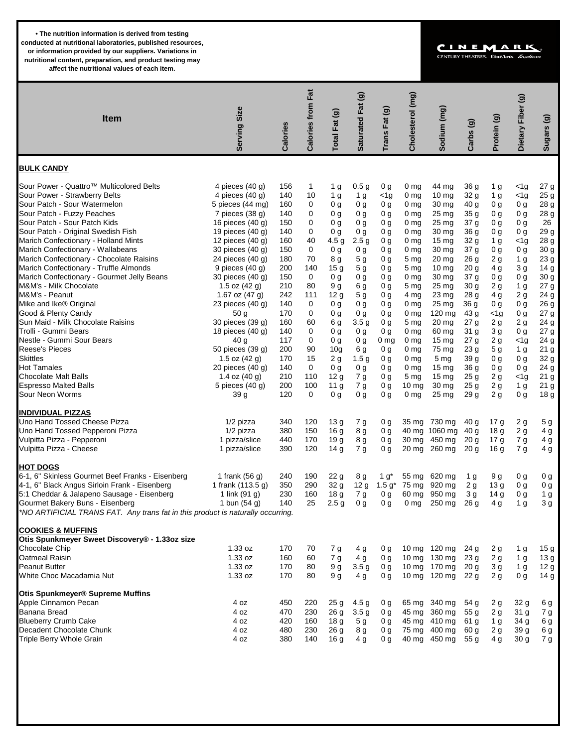• The nutrition information is derived from testing conducted at nutritional laboratories, published resources, or information provided by our suppliers. Variations in nutritional content, preparation, and product testing may affect the nutritional values of each item.

CINEMARK
CENTURY THEATRES. CinéArts. Tinseltown

| Item | Serving Size | Calories | Calories from Fat | Total Fat (g) | Saturated Fat (g) | Trans Fat (g) | Cholesterol (mg) | Sodium (mg) | Carbs (g) | Protein (g) | Dietary Fiber (g) | Sugars (g) |
|---|---|---|---|---|---|---|---|---|---|---|---|---|
| **BULK CANDY** | | | | | | | | | | | | |
| Sour Power - Quattro™ Multicolored Belts | 4 pieces (40 g) | 156 | 1 | 1 g | 0.5 g | 0 g | 0 mg | 44 mg | 36 g | 1 g | <1g | 27 g |
| Sour Power - Strawberry Belts | 4 pieces (40 g) | 140 | 10 | 1 g | 1 g | <1g | 0 mg | 10 mg | 32 g | 1 g | <1g | 25 g |
| Sour Patch - Sour Watermelon | 5 pieces (44 mg) | 160 | 0 | 0 g | 0 g | 0 g | 0 mg | 30 mg | 40 g | 0 g | 0 g | 28 g |
| Sour Patch - Fuzzy Peaches | 7 pieces (38 g) | 140 | 0 | 0 g | 0 g | 0 g | 0 mg | 25 mg | 35 g | 0 g | 0 g | 28 g |
| Sour Patch - Sour Patch Kids | 16 pieces (40 g) | 150 | 0 | 0 g | 0 g | 0 g | 0 mg | 25 mg | 37 g | 0 g | 0 g | 26 |
| Sour Patch - Original Swedish Fish | 19 pieces (40 g) | 140 | 0 | 0 g | 0 g | 0 g | 0 mg | 30 mg | 36 g | 0 g | 0 g | 29 g |
| Marich Confectionary - Holland Mints | 12 pieces (40 g) | 160 | 40 | 4.5 g | 2.5 g | 0 g | 0 mg | 15 mg | 32 g | 1 g | <1g | 28 g |
| Marich Confectionary - Wallabeans | 30 pieces (40 g) | 150 | 0 | 0 g | 0 g | 0 g | 0 mg | 30 mg | 37 g | 0 g | 0 g | 30 g |
| Marich Confectionary - Chocolate Raisins | 24 pieces (40 g) | 180 | 70 | 8 g | 5 g | 0 g | 5 mg | 20 mg | 26 g | 2 g | 1 g | 23 g |
| Marich Confectionary - Truffle Almonds | 9 pieces (40 g) | 200 | 140 | 15 g | 5 g | 0 g | 5 mg | 10 mg | 20 g | 4 g | 3 g | 14 g |
| Marich Confectionary - Gourmet Jelly Beans | 30 pieces (40 g) | 150 | 0 | 0 g | 0 g | 0 g | 0 mg | 30 mg | 37 g | 0 g | 0 g | 30 g |
| M&M's - Milk Chocolate | 1.5 oz (42 g) | 210 | 80 | 9 g | 6 g | 0 g | 5 mg | 25 mg | 30 g | 2 g | 1 g | 27 g |
| M&M's - Peanut | 1.67 oz (47 g) | 242 | 111 | 12 g | 5 g | 0 g | 4 mg | 23 mg | 28 g | 4 g | 2 g | 24 g |
| Mike and Ike® Original | 23 pieces (40 g) | 140 | 0 | 0 g | 0 g | 0 g | 0 mg | 25 mg | 36 g | 0 g | 0 g | 26 g |
| Good & Plenty Candy | 50 g | 170 | 0 | 0 g | 0 g | 0 g | 0 mg | 120 mg | 43 g | <1g | 0 g | 27 g |
| Sun Maid - Milk Chocolate Raisins | 30 pieces (39 g) | 160 | 60 | 6 g | 3.5 g | 0 g | 5 mg | 20 mg | 27 g | 2 g | 2 g | 24 g |
| Trolli - Gummi Bears | 18 pieces (40 g) | 140 | 0 | 0 g | 0 g | 0 g | 0 mg | 60 mg | 31 g | 3 g | 0 g | 27 g |
| Nestle - Gummi Sour Bears | 40 g | 117 | 0 | 0 g | 0 g | 0 mg | 0 mg | 15 mg | 27 g | 2 g | <1g | 24 g |
| Reese's Pieces | 50 pieces (39 g) | 200 | 90 | 10g | 6 g | 0 g | 0 mg | 75 mg | 23 g | 5 g | 1 g | 21 g |
| Skittles | 1.5 oz (42 g) | 170 | 15 | 2 g | 1.5 g | 0 g | 0 mg | 5 mg | 39 g | 0 g | 0 g | 32 g |
| Hot Tamales | 20 pieces (40 g) | 140 | 0 | 0 g | 0 g | 0 g | 0 mg | 15 mg | 36 g | 0 g | 0 g | 24 g |
| Chocolate Malt Balls | 1.4 oz (40 g) | 210 | 110 | 12 g | 7 g | 0 g | 5 mg | 15 mg | 25 g | 2 g | <1g | 21 g |
| Espresso Malted Balls | 5 pieces (40 g) | 200 | 100 | 11 g | 7 g | 0 g | 10 mg | 30 mg | 25 g | 2 g | 1 g | 21 g |
| Sour Neon Worms | 39 g | 120 | 0 | 0 g | 0 g | 0 g | 0 mg | 25 mg | 29 g | 2 g | 0 g | 18 g |
| **INDIVIDUAL PIZZAS** | | | | | | | | | | | | |
| Uno Hand Tossed Cheese Pizza | 1/2 pizza | 340 | 120 | 13 g | 7 g | 0 g | 35 mg | 730 mg | 40 g | 17 g | 2 g | 5 g |
| Uno Hand Tossed Pepperoni Pizza | 1/2 pizza | 380 | 150 | 16 g | 8 g | 0 g | 40 mg | 1060 mg | 40 g | 18 g | 2 g | 4 g |
| Vulpitta Pizza - Pepperoni | 1 pizza/slice | 440 | 170 | 19 g | 8 g | 0 g | 30 mg | 450 mg | 20 g | 17 g | 7 g | 4 g |
| Vulpitta Pizza - Cheese | 1 pizza/slice | 390 | 120 | 14 g | 7 g | 0 g | 20 mg | 260 mg | 20 g | 16 g | 7 g | 4 g |
| **HOT DOGS** | | | | | | | | | | | | |
| 6-1, 6" Skinless Gourmet Beef Franks - Eisenberg | 1 frank (56 g) | 240 | 190 | 22 g | 8 g | 1 g* | 55 mg | 620 mg | 1 g | 9 g | 0 g | 0 g |
| 4-1, 6" Black Angus Sirloin Frank - Eisenberg | 1 frank (113.5 g) | 350 | 290 | 32 g | 12 g | 1.5 g* | 75 mg | 920 mg | 2 g | 13 g | 0 g | 0 g |
| 5:1 Cheddar & Jalapeno Sausage - Eisenberg | 1 link (91 g) | 230 | 160 | 18 g | 7 g | 0 g | 60 mg | 950 mg | 3 g | 14 g | 0 g | 1 g |
| Gourmet Bakery Buns - Eisenberg | 1 bun (54 g) | 140 | 25 | 2.5 g | 0 g | 0 g | 0 mg | 250 mg | 26 g | 4 g | 1 g | 3 g |
| *NO ARTIFICIAL TRANS FAT. Any trans fat in this product is naturally occurring.* | | | | | | | | | | | | |
| **COOKIES & MUFFINS** | | | | | | | | | | | | |
| **Otis Spunkmeyer Sweet Discovery® - 1.33oz size** | | | | | | | | | | | | |
| Chocolate Chip | 1.33 oz | 170 | 70 | 7 g | 4 g | 0 g | 10 mg | 120 mg | 24 g | 2 g | 1 g | 15 g |
| Oatmeal Raisin | 1.33 oz | 160 | 60 | 7 g | 4 g | 0 g | 10 mg | 130 mg | 23 g | 2 g | 1 g | 13 g |
| Peanut Butter | 1.33 oz | 170 | 80 | 9 g | 3.5 g | 0 g | 10 mg | 170 mg | 20 g | 3 g | 1 g | 12 g |
| White Choc Macadamia Nut | 1.33 oz | 170 | 80 | 9 g | 4 g | 0 g | 10 mg | 120 mg | 22 g | 2 g | 0 g | 14 g |
| **Otis Spunkmeyer® Supreme Muffins** | | | | | | | | | | | | |
| Apple Cinnamon Pecan | 4 oz | 450 | 220 | 25 g | 4.5 g | 0 g | 65 mg | 340 mg | 54 g | 2 g | 32 g | 6 g |
| Banana Bread | 4 oz | 470 | 230 | 26 g | 3.5 g | 0 g | 45 mg | 360 mg | 55 g | 2 g | 31 g | 7 g |
| Blueberry Crumb Cake | 4 oz | 420 | 160 | 18 g | 5 g | 0 g | 45 mg | 410 mg | 61 g | 1 g | 34 g | 6 g |
| Decadent Chocolate Chunk | 4 oz | 480 | 230 | 26 g | 8 g | 0 g | 75 mg | 400 mg | 60 g | 2 g | 39 g | 6 g |
| Triple Berry Whole Grain | 4 oz | 380 | 140 | 16 g | 4 g | 0 g | 40 mg | 450 mg | 55 g | 4 g | 30 g | 7 g |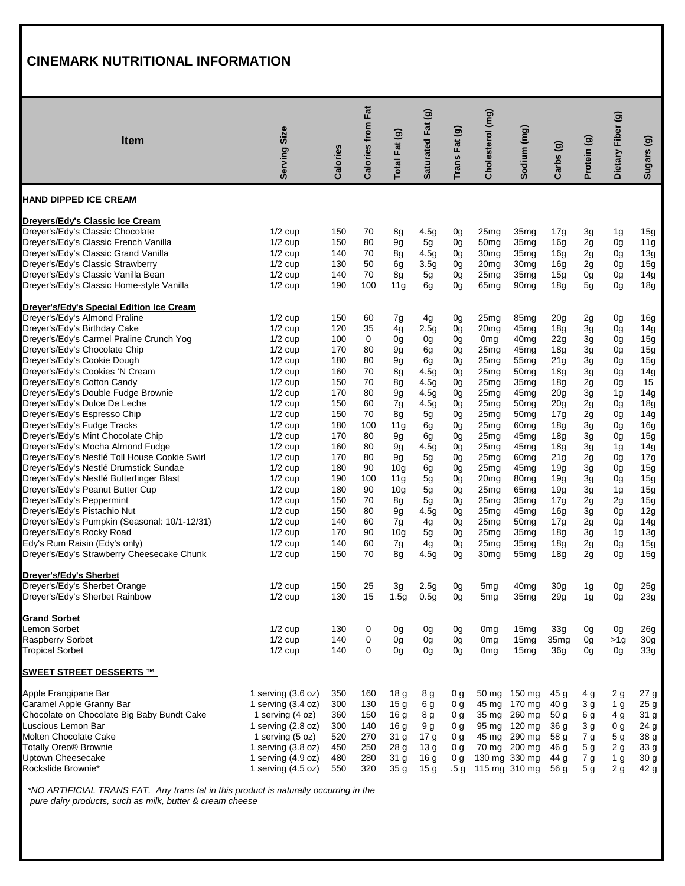# CINEMARK NUTRITIONAL INFORMATION

| Item | Serving Size | Calories | Calories from Fat | Total Fat (g) | Saturated Fat (g) | Trans Fat (g) | Cholesterol (mg) | Sodium (mg) | Carbs (g) | Protein (g) | Dietary Fiber (g) | Sugars (g) |
|---|---|---|---|---|---|---|---|---|---|---|---|---|
| **HAND DIPPED ICE CREAM** | | | | | | | | | | | | |
| **Dreyers/Edy's Classic Ice Cream** | | | | | | | | | | | | |
| Dreyer's/Edy's Classic Chocolate | 1/2 cup | 150 | 70 | 8g | 4.5g | 0g | 25mg | 35mg | 17g | 3g | 1g | 15g |
| Dreyer's/Edy's Classic French Vanilla | 1/2 cup | 150 | 80 | 9g | 5g | 0g | 50mg | 35mg | 16g | 2g | 0g | 11g |
| Dreyer's/Edy's Classic Grand Vanilla | 1/2 cup | 140 | 70 | 8g | 4.5g | 0g | 30mg | 35mg | 16g | 2g | 0g | 13g |
| Dreyer's/Edy's Classic Strawberry | 1/2 cup | 130 | 50 | 6g | 3.5g | 0g | 20mg | 30mg | 16g | 2g | 0g | 15g |
| Dreyer's/Edy's Classic Vanilla Bean | 1/2 cup | 140 | 70 | 8g | 5g | 0g | 25mg | 35mg | 15g | 0g | 0g | 14g |
| Dreyer's/Edy's Classic Home-style Vanilla | 1/2 cup | 190 | 100 | 11g | 6g | 0g | 65mg | 90mg | 18g | 5g | 0g | 18g |
| **Dreyer's/Edy's Special Edition Ice Cream** | | | | | | | | | | | | |
| Dreyer's/Edy's Almond Praline | 1/2 cup | 150 | 60 | 7g | 4g | 0g | 25mg | 85mg | 20g | 2g | 0g | 16g |
| Dreyer's/Edy's Birthday Cake | 1/2 cup | 120 | 35 | 4g | 2.5g | 0g | 20mg | 45mg | 18g | 3g | 0g | 14g |
| Dreyer's/Edy's Carmel Praline Crunch Yog | 1/2 cup | 100 | 0 | 0g | 0g | 0g | 0mg | 40mg | 22g | 3g | 0g | 15g |
| Dreyer's/Edy's Chocolate Chip | 1/2 cup | 170 | 80 | 9g | 6g | 0g | 25mg | 45mg | 18g | 3g | 0g | 15g |
| Dreyer's/Edy's Cookie Dough | 1/2 cup | 180 | 80 | 9g | 6g | 0g | 25mg | 55mg | 21g | 3g | 0g | 15g |
| Dreyer's/Edy's Cookies 'N Cream | 1/2 cup | 160 | 70 | 8g | 4.5g | 0g | 25mg | 50mg | 18g | 3g | 0g | 14g |
| Dreyer's/Edy's Cotton Candy | 1/2 cup | 150 | 70 | 8g | 4.5g | 0g | 25mg | 35mg | 18g | 2g | 0g | 15 |
| Dreyer's/Edy's Double Fudge Brownie | 1/2 cup | 170 | 80 | 9g | 4.5g | 0g | 25mg | 45mg | 20g | 3g | 1g | 14g |
| Dreyer's/Edy's Dulce De Leche | 1/2 cup | 150 | 60 | 7g | 4.5g | 0g | 25mg | 50mg | 20g | 2g | 0g | 18g |
| Dreyer's/Edy's Espresso Chip | 1/2 cup | 150 | 70 | 8g | 5g | 0g | 25mg | 50mg | 17g | 2g | 0g | 14g |
| Dreyer's/Edy's Fudge Tracks | 1/2 cup | 180 | 100 | 11g | 6g | 0g | 25mg | 60mg | 18g | 3g | 0g | 16g |
| Dreyer's/Edy's Mint Chocolate Chip | 1/2 cup | 170 | 80 | 9g | 6g | 0g | 25mg | 45mg | 18g | 3g | 0g | 15g |
| Dreyer's/Edy's Mocha Almond Fudge | 1/2 cup | 160 | 80 | 9g | 4.5g | 0g | 25mg | 45mg | 18g | 3g | 1g | 14g |
| Dreyer's/Edy's Nestlé Toll House Cookie Swirl | 1/2 cup | 170 | 80 | 9g | 5g | 0g | 25mg | 60mg | 21g | 2g | 0g | 17g |
| Dreyer's/Edy's Nestlé Drumstick Sundae | 1/2 cup | 180 | 90 | 10g | 6g | 0g | 25mg | 45mg | 19g | 3g | 0g | 15g |
| Dreyer's/Edy's Nestlé Butterfinger Blast | 1/2 cup | 190 | 100 | 11g | 5g | 0g | 20mg | 80mg | 19g | 3g | 0g | 15g |
| Dreyer's/Edy's Peanut Butter Cup | 1/2 cup | 180 | 90 | 10g | 5g | 0g | 25mg | 65mg | 19g | 3g | 1g | 15g |
| Dreyer's/Edy's Peppermint | 1/2 cup | 150 | 70 | 8g | 5g | 0g | 25mg | 35mg | 17g | 2g | 2g | 15g |
| Dreyer's/Edy's Pistachio Nut | 1/2 cup | 150 | 80 | 9g | 4.5g | 0g | 25mg | 45mg | 16g | 3g | 0g | 12g |
| Dreyer's/Edy's Pumpkin (Seasonal: 10/1-12/31) | 1/2 cup | 140 | 60 | 7g | 4g | 0g | 25mg | 50mg | 17g | 2g | 0g | 14g |
| Dreyer's/Edy's Rocky Road | 1/2 cup | 170 | 90 | 10g | 5g | 0g | 25mg | 35mg | 18g | 3g | 1g | 13g |
| Edy's Rum Raisin (Edy's only) | 1/2 cup | 140 | 60 | 7g | 4g | 0g | 25mg | 35mg | 18g | 2g | 0g | 15g |
| Dreyer's/Edy's Strawberry Cheesecake Chunk | 1/2 cup | 150 | 70 | 8g | 4.5g | 0g | 30mg | 55mg | 18g | 2g | 0g | 15g |
| **Dreyer's/Edy's Sherbet** | | | | | | | | | | | | |
| Dreyer's/Edy's Sherbet Orange | 1/2 cup | 150 | 25 | 3g | 2.5g | 0g | 5mg | 40mg | 30g | 1g | 0g | 25g |
| Dreyer's/Edy's Sherbet Rainbow | 1/2 cup | 130 | 15 | 1.5g | 0.5g | 0g | 5mg | 35mg | 29g | 1g | 0g | 23g |
| **Grand Sorbet** | | | | | | | | | | | | |
| Lemon Sorbet | 1/2 cup | 130 | 0 | 0g | 0g | 0g | 0mg | 15mg | 33g | 0g | 0g | 26g |
| Raspberry Sorbet | 1/2 cup | 140 | 0 | 0g | 0g | 0g | 0mg | 15mg | 35mg | 0g | >1g | 30g |
| Tropical Sorbet | 1/2 cup | 140 | 0 | 0g | 0g | 0g | 0mg | 15mg | 36g | 0g | 0g | 33g |
| **SWEET STREET DESSERTS ™** | | | | | | | | | | | | |
| Apple Frangipane Bar | 1 serving (3.6 oz) | 350 | 160 | 18 g | 8 g | 0 g | 50 mg | 150 mg | 45 g | 4 g | 2 g | 27 g |
| Caramel Apple Granny Bar | 1 serving (3.4 oz) | 300 | 130 | 15 g | 6 g | 0 g | 45 mg | 170 mg | 40 g | 3 g | 1 g | 25 g |
| Chocolate on Chocolate Big Baby Bundt Cake | 1 serving (4 oz) | 360 | 150 | 16 g | 8 g | 0 g | 35 mg | 260 mg | 50 g | 6 g | 4 g | 31 g |
| Luscious Lemon Bar | 1 serving (2.8 oz) | 300 | 140 | 16 g | 9 g | 0 g | 95 mg | 120 mg | 36 g | 3 g | 0 g | 24 g |
| Molten Chocolate Cake | 1 serving (5 oz) | 520 | 270 | 31 g | 17 g | 0 g | 45 mg | 290 mg | 58 g | 7 g | 5 g | 38 g |
| Totally Oreo® Brownie | 1 serving (3.8 oz) | 450 | 250 | 28 g | 13 g | 0 g | 70 mg | 200 mg | 46 g | 5 g | 2 g | 33 g |
| Uptown Cheesecake | 1 serving (4.9 oz) | 480 | 280 | 31 g | 16 g | 0 g | 130 mg | 330 mg | 44 g | 7 g | 1 g | 30 g |
| Rockslide Brownie* | 1 serving (4.5 oz) | 550 | 320 | 35 g | 15 g | .5 g | 115 mg | 310 mg | 56 g | 5 g | 2 g | 42 g |

*\*NO ARTIFICIAL TRANS FAT. Any trans fat in this product is naturally occurring in the pure dairy products, such as milk, butter & cream cheese*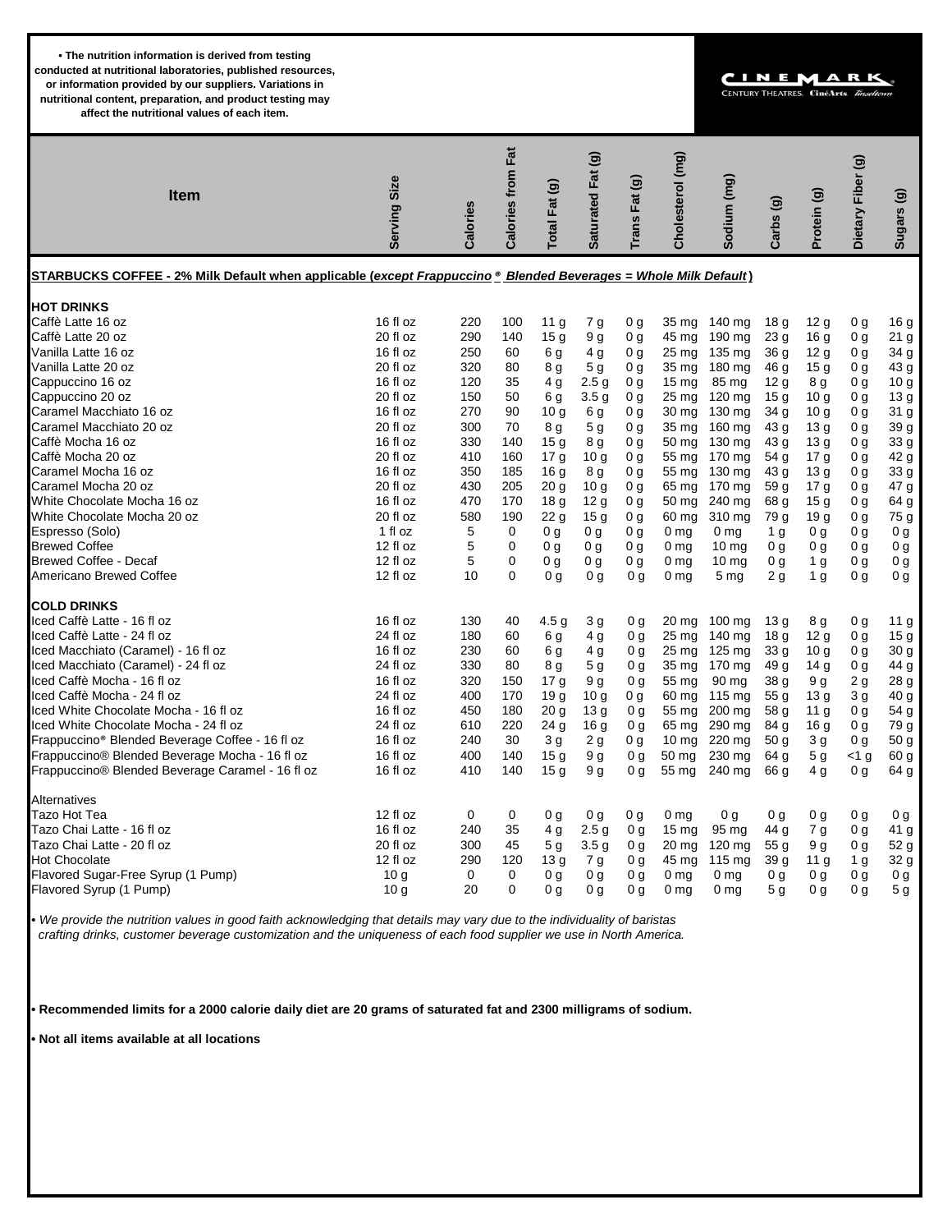**• The nutrition information is derived from testing conducted at nutritional laboratories, published resources, or information provided by our suppliers. Variations in nutritional content, preparation, and product testing may affect the nutritional values of each item.**

CINEMARK CENTURY THEATRES. CinéArts. Tinseltown

| Item | Serving Size | Calories | Calories from Fat | Total Fat (g) | Saturated Fat (g) | Trans Fat (g) | Cholesterol (mg) | Sodium (mg) | Carbs (g) | Protein (g) | Dietary Fiber (g) | Sugars (g) |
|---|---|---|---|---|---|---|---|---|---|---|---|---|
| **STARBUCKS COFFEE - 2% Milk Default when applicable (*except Frappuccino® Blended Beverages = Whole Milk Default*)** | | | | | | | | | | | | |
| **HOT DRINKS** | | | | | | | | | | | | |
| Caffè Latte 16 oz | 16 fl oz | 220 | 100 | 11 g | 7 g | 0 g | 35 mg | 140 mg | 18 g | 12 g | 0 g | 16 g |
| Caffè Latte 20 oz | 20 fl oz | 290 | 140 | 15 g | 9 g | 0 g | 45 mg | 190 mg | 23 g | 16 g | 0 g | 21 g |
| Vanilla Latte 16 oz | 16 fl oz | 250 | 60 | 6 g | 4 g | 0 g | 25 mg | 135 mg | 36 g | 12 g | 0 g | 34 g |
| Vanilla Latte 20 oz | 20 fl oz | 320 | 80 | 8 g | 5 g | 0 g | 35 mg | 180 mg | 46 g | 15 g | 0 g | 43 g |
| Cappuccino 16 oz | 16 fl oz | 120 | 35 | 4 g | 2.5 g | 0 g | 15 mg | 85 mg | 12 g | 8 g | 0 g | 10 g |
| Cappuccino 20 oz | 20 fl oz | 150 | 50 | 6 g | 3.5 g | 0 g | 25 mg | 120 mg | 15 g | 10 g | 0 g | 13 g |
| Caramel Macchiato 16 oz | 16 fl oz | 270 | 90 | 10 g | 6 g | 0 g | 30 mg | 130 mg | 34 g | 10 g | 0 g | 31 g |
| Caramel Macchiato 20 oz | 20 fl oz | 300 | 70 | 8 g | 5 g | 0 g | 35 mg | 160 mg | 43 g | 13 g | 0 g | 39 g |
| Caffè Mocha 16 oz | 16 fl oz | 330 | 140 | 15 g | 8 g | 0 g | 50 mg | 130 mg | 43 g | 13 g | 0 g | 33 g |
| Caffè Mocha 20 oz | 20 fl oz | 410 | 160 | 17 g | 10 g | 0 g | 55 mg | 170 mg | 54 g | 17 g | 0 g | 42 g |
| Caramel Mocha 16 oz | 16 fl oz | 350 | 185 | 16 g | 8 g | 0 g | 55 mg | 130 mg | 43 g | 13 g | 0 g | 33 g |
| Caramel Mocha 20 oz | 20 fl oz | 430 | 205 | 20 g | 10 g | 0 g | 65 mg | 170 mg | 59 g | 17 g | 0 g | 47 g |
| White Chocolate Mocha 16 oz | 16 fl oz | 470 | 170 | 18 g | 12 g | 0 g | 50 mg | 240 mg | 68 g | 15 g | 0 g | 64 g |
| White Chocolate Mocha 20 oz | 20 fl oz | 580 | 190 | 22 g | 15 g | 0 g | 60 mg | 310 mg | 79 g | 19 g | 0 g | 75 g |
| Espresso (Solo) | 1 fl oz | 5 | 0 | 0 g | 0 g | 0 g | 0 mg | 0 mg | 1 g | 0 g | 0 g | 0 g |
| Brewed Coffee | 12 fl oz | 5 | 0 | 0 g | 0 g | 0 g | 0 mg | 10 mg | 0 g | 0 g | 0 g | 0 g |
| Brewed Coffee - Decaf | 12 fl oz | 5 | 0 | 0 g | 0 g | 0 g | 0 mg | 10 mg | 0 g | 1 g | 0 g | 0 g |
| Americano Brewed Coffee | 12 fl oz | 10 | 0 | 0 g | 0 g | 0 g | 0 mg | 5 mg | 2 g | 1 g | 0 g | 0 g |
| **COLD DRINKS** | | | | | | | | | | | | |
| Iced Caffè Latte - 16 fl oz | 16 fl oz | 130 | 40 | 4.5 g | 3 g | 0 g | 20 mg | 100 mg | 13 g | 8 g | 0 g | 11 g |
| Iced Caffè Latte - 24 fl oz | 24 fl oz | 180 | 60 | 6 g | 4 g | 0 g | 25 mg | 140 mg | 18 g | 12 g | 0 g | 15 g |
| Iced Macchiato (Caramel) - 16 fl oz | 16 fl oz | 230 | 60 | 6 g | 4 g | 0 g | 25 mg | 125 mg | 33 g | 10 g | 0 g | 30 g |
| Iced Macchiato (Caramel) - 24 fl oz | 24 fl oz | 330 | 80 | 8 g | 5 g | 0 g | 35 mg | 170 mg | 49 g | 14 g | 0 g | 44 g |
| Iced Caffè Mocha - 16 fl oz | 16 fl oz | 320 | 150 | 17 g | 9 g | 0 g | 55 mg | 90 mg | 38 g | 9 g | 2 g | 28 g |
| Iced Caffè Mocha - 24 fl oz | 24 fl oz | 400 | 170 | 19 g | 10 g | 0 g | 60 mg | 115 mg | 55 g | 13 g | 3 g | 40 g |
| Iced White Chocolate Mocha - 16 fl oz | 16 fl oz | 450 | 180 | 20 g | 13 g | 0 g | 55 mg | 200 mg | 58 g | 11 g | 0 g | 54 g |
| Iced White Chocolate Mocha - 24 fl oz | 24 fl oz | 610 | 220 | 24 g | 16 g | 0 g | 65 mg | 290 mg | 84 g | 16 g | 0 g | 79 g |
| Frappuccino® Blended Beverage Coffee - 16 fl oz | 16 fl oz | 240 | 30 | 3 g | 2 g | 0 g | 10 mg | 220 mg | 50 g | 3 g | 0 g | 50 g |
| Frappuccino® Blended Beverage Mocha - 16 fl oz | 16 fl oz | 400 | 140 | 15 g | 9 g | 0 g | 50 mg | 230 mg | 64 g | 5 g | <1 g | 60 g |
| Frappuccino® Blended Beverage Caramel - 16 fl oz | 16 fl oz | 410 | 140 | 15 g | 9 g | 0 g | 55 mg | 240 mg | 66 g | 4 g | 0 g | 64 g |
| Alternatives | | | | | | | | | | | | |
| Tazo Hot Tea | 12 fl oz | 0 | 0 | 0 g | 0 g | 0 g | 0 mg | 0 g | 0 g | 0 g | 0 g | 0 g |
| Tazo Chai Latte - 16 fl oz | 16 fl oz | 240 | 35 | 4 g | 2.5 g | 0 g | 15 mg | 95 mg | 44 g | 7 g | 0 g | 41 g |
| Tazo Chai Latte - 20 fl oz | 20 fl oz | 300 | 45 | 5 g | 3.5 g | 0 g | 20 mg | 120 mg | 55 g | 9 g | 0 g | 52 g |
| Hot Chocolate | 12 fl oz | 290 | 120 | 13 g | 7 g | 0 g | 45 mg | 115 mg | 39 g | 11 g | 1 g | 32 g |
| Flavored Sugar-Free Syrup (1 Pump) | 10 g | 0 | 0 | 0 g | 0 g | 0 g | 0 mg | 0 mg | 0 g | 0 g | 0 g | 0 g |
| Flavored Syrup (1 Pump) | 10 g | 20 | 0 | 0 g | 0 g | 0 g | 0 mg | 0 mg | 5 g | 0 g | 0 g | 5 g |

*• We provide the nutrition values in good faith acknowledging that details may vary due to the individuality of baristas crafting drinks, customer beverage customization and the uniqueness of each food supplier we use in North America.*

**• Recommended limits for a 2000 calorie daily diet are 20 grams of saturated fat and 2300 milligrams of sodium.**

**• Not all items available at all locations**